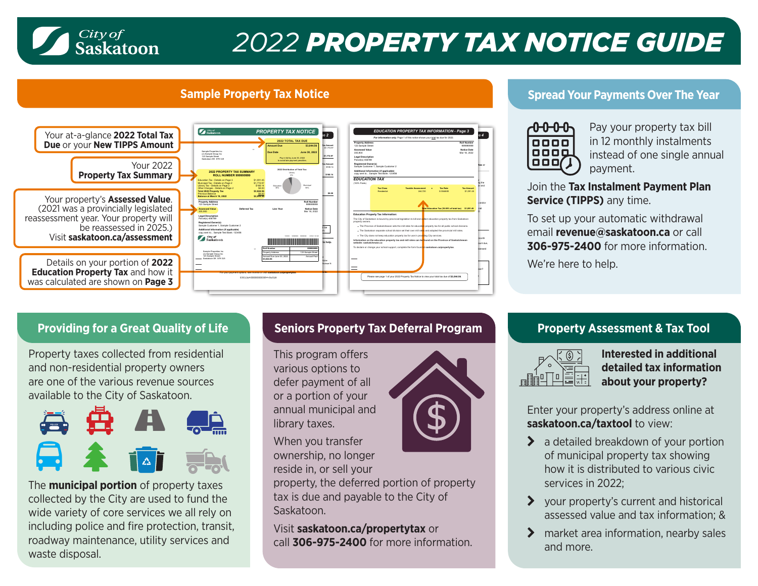# 2022 PROPERTY TAX NOTICE GUIDE

City of Saskatoon

## Sample Property Tax Notice

Your at-a-glance **2022 Total Tax Due** or your **New TIPPS Amount**

Your 2022 **Property Tax Summary**

Your property's **Assessed Value**. (2021 was a provincially legislated reassessment year. Your property will be reassessed in 2025.) Visit **saskatoon.ca/assessment**

Details on your portion of **2022 Education Property Tax** and how it was calculated are shown on **Page 3**

## Spread Your Payments Over The Year

Pay your property tax bill in 12 monthly instalments instead of one single annual payment.

Join the **Tax Instalment Payment Plan Service (TIPPS)** any time.

To set up your automatic withdrawal email **revenue@saskatoon.ca** or call **306-975-2400** for more information.

We're here to help.

## Providing for a Great Quality of Life

Property taxes collected from residential and non-residential property owners are one of the various revenue sources available to the City of Saskatoon.

The **municipal portion** of property taxes collected by the City are used to fund the wide variety of core services we all rely on including police and fire protection, transit, roadway maintenance, utility services and waste disposal.

## Seniors Property Tax Deferral Program

This program offers various options to defer payment of all or a portion of your annual municipal and library taxes.

When you transfer ownership, no longer reside in, or sell your property, the deferred portion of property tax is due and payable to the City of Saskatoon.

Visit **saskatoon.ca/propertytax** or call **306-975-2400** for more information.

## Property Assessment & Tax Tool

**Interested in additional detailed tax information about your property?**

Enter your property's address online at **saskatoon.ca/taxtool** to view:

- a detailed breakdown of your portion of municipal property tax showing how it is distributed to various civic services in 2022;
- your property's current and historical assessed value and tax information; &
- market area information, nearby sales and more.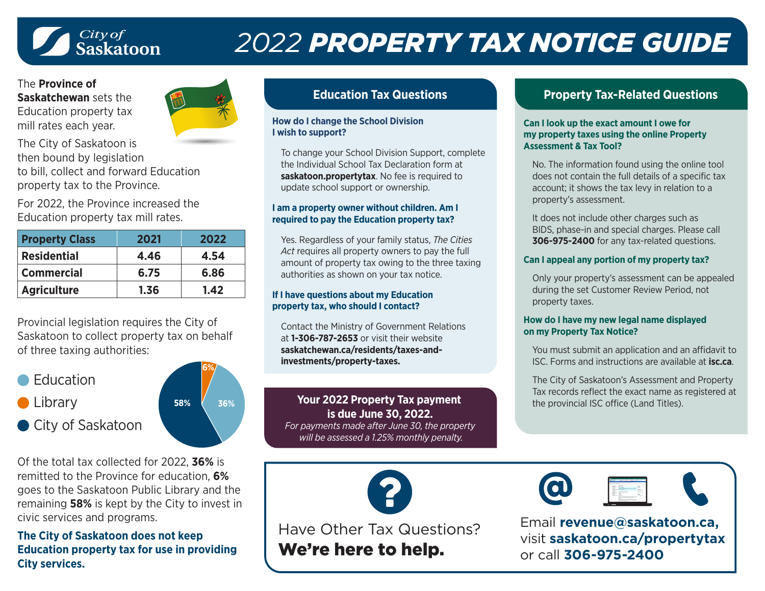# City of Saskatoon 2022 PROPERTY TAX NOTICE GUIDE

The **Province of Saskatchewan** sets the Education property tax mill rates each year.

The City of Saskatoon is then bound by legislation to bill, collect and forward Education property tax to the Province.

For 2022, the Province increased the Education property tax mill rates.

| Property Class | 2021 | 2022 |
|---|---|---|
| **Residential** | **4.46** | **4.54** |
| **Commercial** | **6.75** | **6.86** |
| **Agriculture** | **1.36** | **1.42** |

Provincial legislation requires the City of Saskatoon to collect property tax on behalf of three taxing authorities:

- Education
- Library
- City of Saskatoon

6%
36%
58%

Of the total tax collected for 2022, **36%** is remitted to the Province for education, **6%** goes to the Saskatoon Public Library and the remaining **58%** is kept by the City to invest in civic services and programs.

**The City of Saskatoon does not keep Education property tax for use in providing City services.**

## Education Tax Questions

**How do I change the School Division I wish to support?**

To change your School Division Support, complete the Individual School Tax Declaration form at **saskatoon.propertytax**. No fee is required to update school support or ownership.

**I am a property owner without children. Am I required to pay the Education property tax?**

Yes. Regardless of your family status, *The Cities Act* requires all property owners to pay the full amount of property tax owing to the three taxing authorities as shown on your tax notice.

**If I have questions about my Education property tax, who should I contact?**

Contact the Ministry of Government Relations at **1-306-787-2653** or visit their website **saskatchewan.ca/residents/taxes-and-investments/property-taxes.**

**Your 2022 Property Tax payment is due June 30, 2022.**
*For payments made after June 30, the property will be assessed a 1.25% monthly penalty.*

## Property Tax-Related Questions

**Can I look up the exact amount I owe for my property taxes using the online Property Assessment & Tax Tool?**

No. The information found using the online tool does not contain the full details of a specific tax account; it shows the tax levy in relation to a property's assessment.

It does not include other charges such as BIDS, phase-in and special charges. Please call **306-975-2400** for any tax-related questions.

**Can I appeal any portion of my property tax?**

Only your property's assessment can be appealed during the set Customer Review Period, not property taxes.

**How do I have my new legal name displayed on my Property Tax Notice?**

You must submit an application and an affidavit to ISC. Forms and instructions are available at **isc.ca**.

The City of Saskatoon's Assessment and Property Tax records reflect the exact name as registered at the provincial ISC office (Land Titles).

Have Other Tax Questions?
**We're here to help.**

Email **revenue@saskatoon.ca,** visit **saskatoon.ca/propertytax** or call **306-975-2400**